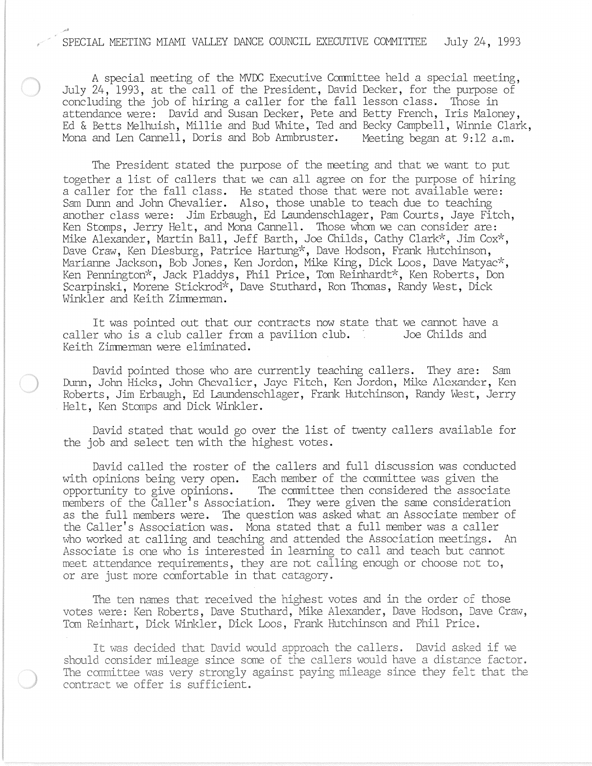SPECIAL MEETING MIAMI VALLEY DANCE COUNCIL EXECUTIVE COMMITTEE July 24, 1993

A special meeting of the MVDC Executive Committee held a special meeting, July 24, 1993, at the call of the President, David Decker, for the purpose of concluding the job of hiring a caller for the fall lesson class. Those in attendance were: David and Susan Decker, Pete and Betty French, Iris Maloney, Ed & Betts Melhuish, Millie and Bud White, Ted and Becky Campbell, Winnie Clark, Mona and Len Cannell, Doris and Bob Armbruster. Meeting began at 9:12 a.m.

The President stated the purpose of the meeting and that we want to put together a list of callers that we can all agree on for the purpose of hiring a caller for the fall class. He stated those that were not available were: Sam Dunn and John Chevalier. Also, those unable to teach due to teaching another class were: Jim Erbaugh, Ed Laundenschlager, Pam Courts, Jaye Fitch, Ken Stomps, Jerry Helt, and Mona Cannell. Those whom we can consider are: Mike Alexander, Martin Ball, Jeff Barth, Joe Childs, Cathy Clark*, Jim Cox*, Dave Craw, Ken Diesburg, Patrice Hartung*, Dave Hodson, Frank Hutchinson, Marianne Jackson, Bob Jones, Ken Jordon, Mike King, Dick Loos, Dave Matyac*, Ken Pennington*, Jack Pladdys, Phil Price, Tom Reinhardt*, Ken Roberts, Don Scarpinski, Morene Stickrod*, Dave Stuthard, Ron Thomas, Randy West, Dick Winkler and Keith Zimmerman.

It was pointed out that our contracts now state that we cannot have a caller who is a club caller from a pavilion club. Joe Childs and Keith Zimmerman were eliminated.

David pointed those who are currently teaching callers. They are: Sam Dunn, John Hicks, John Chevalier, Jaye Fitch, Ken Jordon, Mike Alexander, Ken Roberts, Jim Erbaugh, Ed Laundenschlager, Frank Hutchinson, Randy West, Jerry Helt, Ken Stomps and Dick Winkler.

David stated that would go over the list of twenty callers available for the job and select ten with the highest votes.

David called the roster of the callers and full discussion was conducted with opinions being very open. Each member of the committee was given the opportunity to give opinions. The committee then considered the associate members of the Caller's Association. They were given the same consideration as the full members were. The question was asked what an Associate member of the Caller's Association was. Mona stated that a full member was a caller who worked at calling and teaching and attended the Association meetings. An Associate is one who is interested in learning to call and teach but cannot meet attendance requirements, they are not calling enough or choose not to, or are just more comfortable in that catagory.

The ten names that received the highest votes and in the order of those votes were: Ken Roberts, Dave Stuthard, Mike Alexander, Dave Hodson, Dave Craw, Tom Reinhart, Dick Winkler, Dick Loos, Frank Hutchinson and Phil Price.

It was decided that David would approach the callers. David asked if we should consider mileage since some of the callers would have a distance factor. The committee was very strongly against paying mileage since they felt that the contract we offer is sufficient.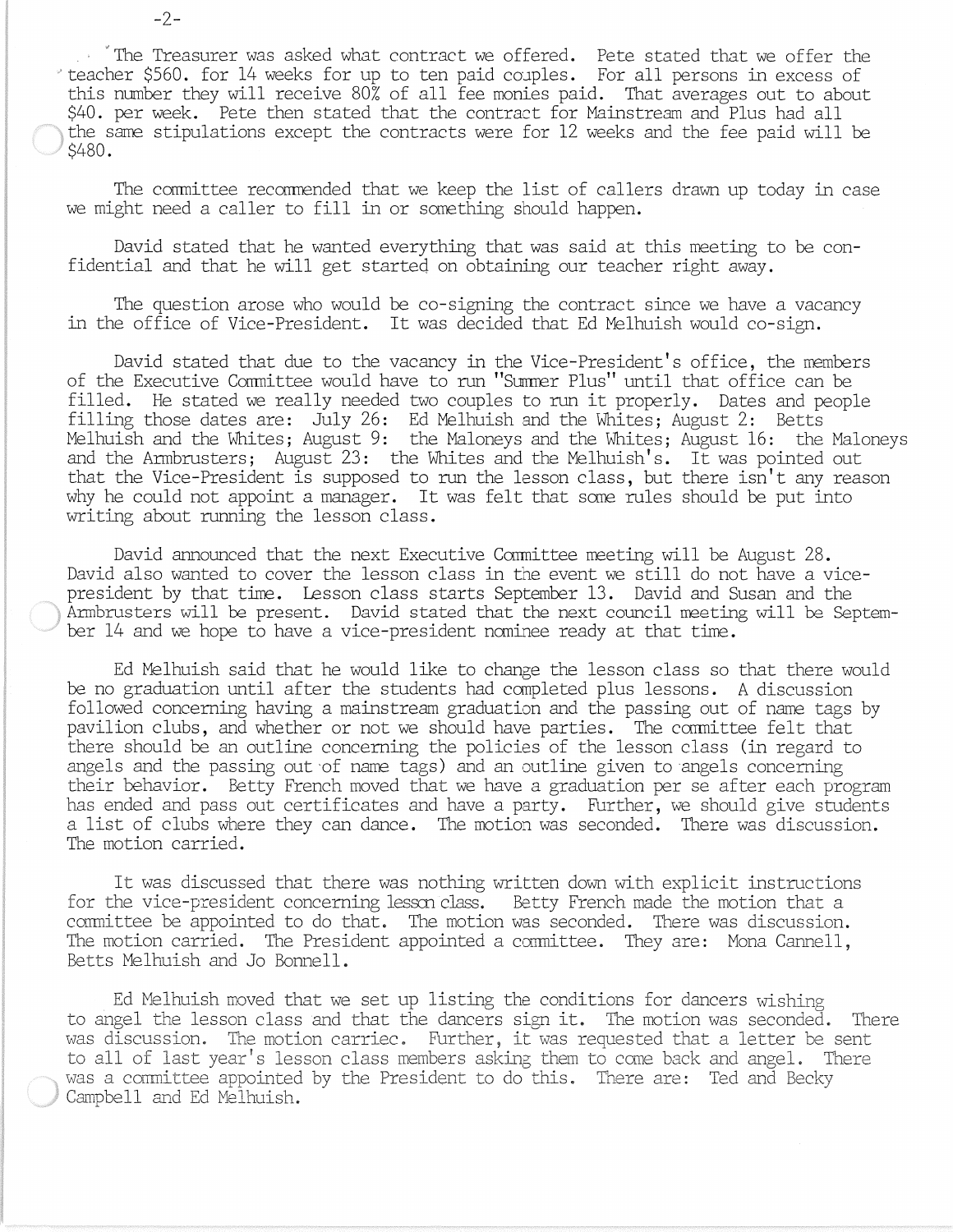The Treasurer was asked what contract we offered. Pete stated that we offer the teacher $560. for 14 weeks for up to ten paid couples. For all persons in excess of this number they will receive 80% of all fee monies paid. That averages out to about $40. per week. Pete then stated that the contract for Mainstream and Plus had all the same stipulations except the contracts were for 12 weeks and the fee paid will be $480.

The committee recommended that we keep the list of callers drawn up today in case we might need a caller to fill in or something should happen.

David stated that he wanted everything that was said at this meeting to be confidential and that he will get started on obtaining our teacher right away.

The question arose who would be co-signing the contract since we have a vacancy in the office of Vice-President. It was decided that Ed Melhuish would co-sign.

David stated that due to the vacancy in the Vice-President's office, the members of the Executive Committee would have to run "Summer Plus" until that office can be filled. He stated we really needed two couples to run it properly. Dates and people filling those dates are: July 26: Ed Melhuish and the Whites; August 2: Betts Melhuish and the Whites; August 9: the Maloneys and the Whites; August 16: the Maloneys and the Armbrusters; August 23: the Whites and the Melhuish's. It was pointed out that the Vice-President is supposed to run the lesson class, but there isn't any reason why he could not appoint a manager. It was felt that some rules should be put into writing about running the lesson class.

David announced that the next Executive Committee meeting will be August 28. David also wanted to cover the lesson class in the event we still do not have a vice-president by that time. Lesson class starts September 13. David and Susan and the Armbrusters will be present. David stated that the next council meeting will be September 14 and we hope to have a vice-president nominee ready at that time.

Ed Melhuish said that he would like to change the lesson class so that there would be no graduation until after the students had completed plus lessons. A discussion followed concerning having a mainstream graduation and the passing out of name tags by pavilion clubs, and whether or not we should have parties. The committee felt that there should be an outline concerning the policies of the lesson class (in regard to angels and the passing out of name tags) and an outline given to angels concerning their behavior. Betty French moved that we have a graduation per se after each program has ended and pass out certificates and have a party. Further, we should give students a list of clubs where they can dance. The motion was seconded. There was discussion. The motion carried.

It was discussed that there was nothing written down with explicit instructions for the vice-president concerning lesson class. Betty French made the motion that a committee be appointed to do that. The motion was seconded. There was discussion. The motion carried. The President appointed a committee. They are: Mona Cannell, Betts Melhuish and Jo Bonnell.

Ed Melhuish moved that we set up listing the conditions for dancers wishing to angel the lesson class and that the dancers sign it. The motion was seconded. There was discussion. The motion carriec. Further, it was requested that a letter be sent to all of last year's lesson class members asking them to come back and angel. There was a committee appointed by the President to do this. There are: Ted and Becky Campbell and Ed Melhuish.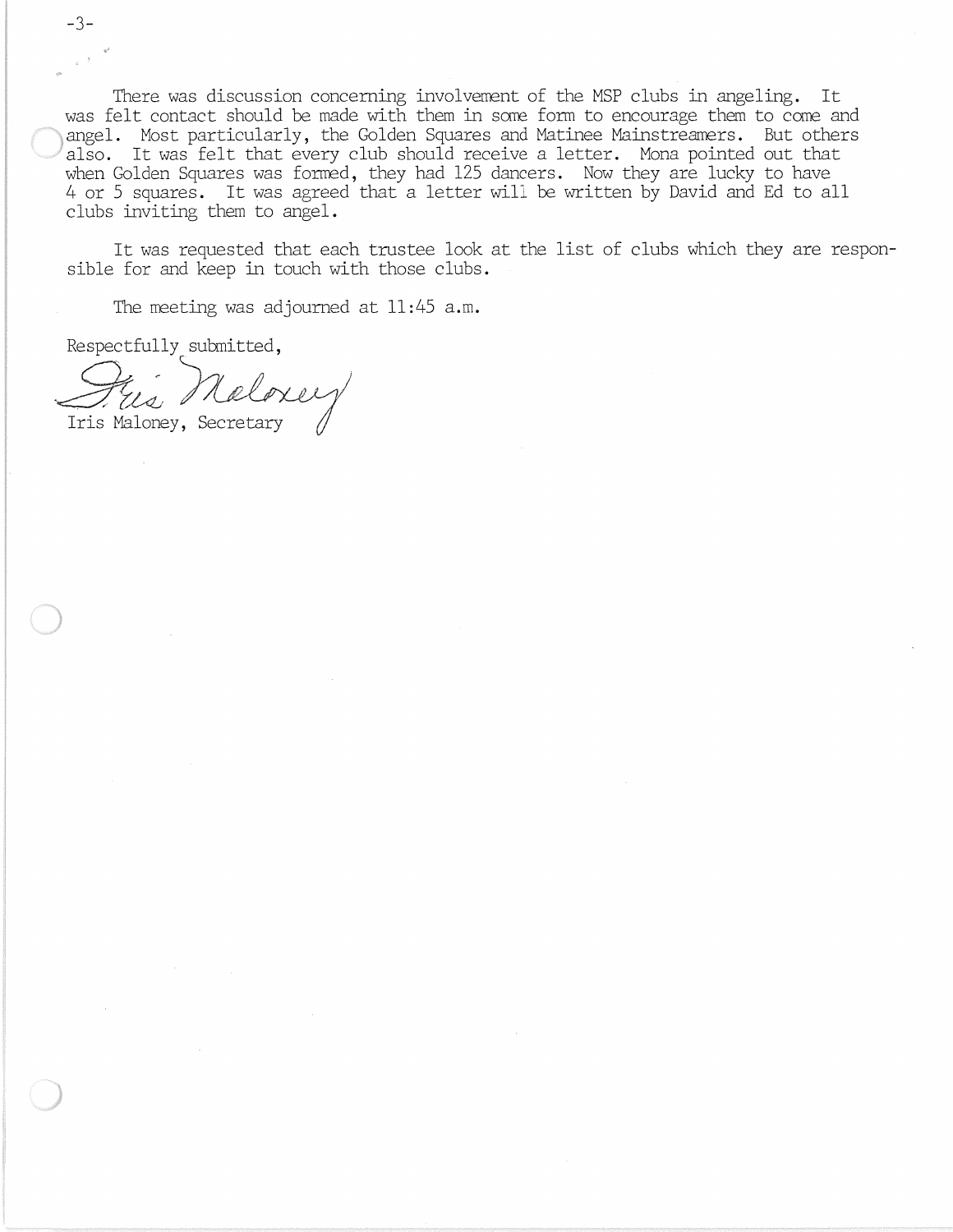There was discussion concerning involvement of the MSP clubs in angeling. It was felt contact should be made with them in some form to encourage them to come and angel. Most particularly, the Golden Squares and Matinee Mainstreamers. But others also. It was felt that every club should receive a letter. Mona pointed out that when Golden Squares was formed, they had 125 dancers. Now they are lucky to have 4 or 5 squares. It was agreed that a letter will be written by David and Ed to all clubs inviting them to angel.

It was requested that each trustee look at the list of clubs which they are responsible for and keep in touch with those clubs.

The meeting was adjourned at 11:45 a.m.

Respectfully submitted,

Iris Maloney

Iris Maloney, Secretary